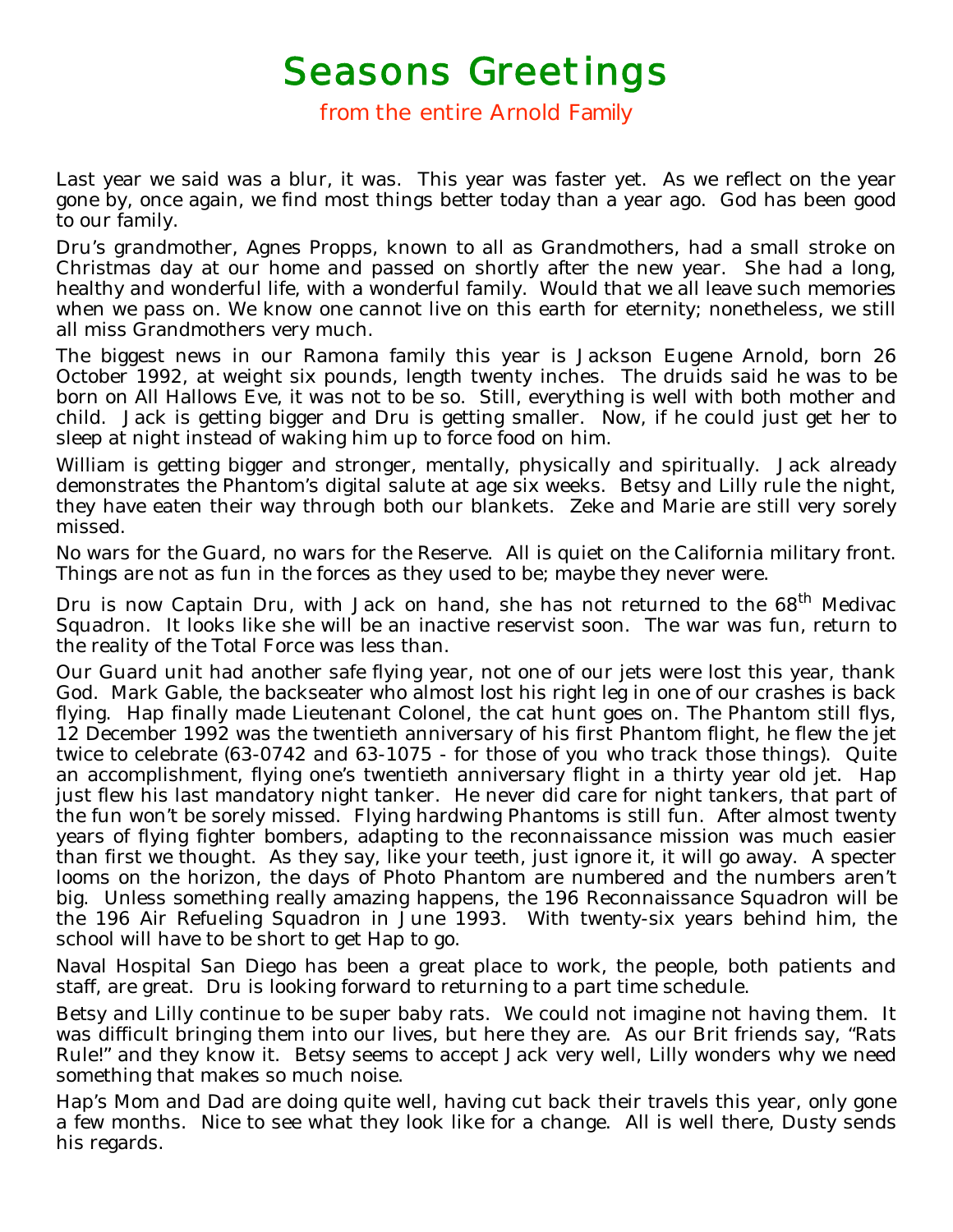# Seasons Greetings

from the entire Arnold Family

Last year we said was a blur, it was. This year was faster yet. As we reflect on the year gone by, once again, we find most things better today than a year ago. God has been good to our family.

Dru's grandmother, Agnes Propps, known to all as Grandmothers, had a small stroke on Christmas day at our home and passed on shortly after the new year. She had a long, healthy and wonderful life, with a wonderful family. Would that we all leave such memories when we pass on. We know one cannot live on this earth for eternity; nonetheless, we still all miss Grandmothers very much.

The biggest news in our Ramona family this year is Jackson Eugene Arnold, born 26 October 1992, at weight six pounds, length twenty inches. The druids said he was to be born on All Hallows Eve, it was not to be so. Still, everything is well with both mother and child. Jack is getting bigger and Dru is getting smaller. Now, if he could just get her to sleep at night instead of waking him up to force food on him.

William is getting bigger and stronger, mentally, physically and spiritually. Jack already demonstrates the Phantom's digital salute at age six weeks. Betsy and Lilly rule the night, they have eaten their way through both our blankets. Zeke and Marie are still very sorely missed.

No wars for the Guard, no wars for the Reserve. All is quiet on the California military front. Things are not as fun in the forces as they used to be; maybe they never were.

Dru is now Captain Dru, with Jack on hand, she has not returned to the 68th Medivac Squadron. It looks like she will be an inactive reservist soon. The war was fun, return to the reality of the Total Force was less than.

Our Guard unit had another safe flying year, not one of our jets were lost this year, thank God. Mark Gable, the backseater who almost lost his right leg in one of our crashes is back flying. Hap finally made Lieutenant Colonel, the cat hunt goes on. The Phantom still flys, 12 December 1992 was the twentieth anniversary of his first Phantom flight, he flew the jet twice to celebrate (63-0742 and 63-1075 - for those of you who track those things). Quite an accomplishment, flying one's twentieth anniversary flight in a thirty year old jet. Hap just flew his last mandatory night tanker. He never did care for night tankers, that part of the fun won't be sorely missed. Flying hardwing Phantoms is still fun. After almost twenty years of flying fighter bombers, adapting to the reconnaissance mission was much easier than first we thought. As they say, like your teeth, just ignore it, it will go away. A specter looms on the horizon, the days of Photo Phantom are numbered and the numbers aren't big. Unless something really amazing happens, the 196 Reconnaissance Squadron will be the 196 Air Refueling Squadron in June 1993. With twenty-six years behind him, the school will have to be short to get Hap to go.

Naval Hospital San Diego has been a great place to work, the people, both patients and staff, are great. Dru is looking forward to returning to a part time schedule.

Betsy and Lilly continue to be super baby rats. We could not imagine not having them. It was difficult bringing them into our lives, but here they are. As our Brit friends say, "Rats Rule!" and they know it. Betsy seems to accept Jack very well, Lilly wonders why we need something that makes so much noise.

Hap's Mom and Dad are doing quite well, having cut back their travels this year, only gone a few months. Nice to see what they look like for a change. All is well there, Dusty sends his regards.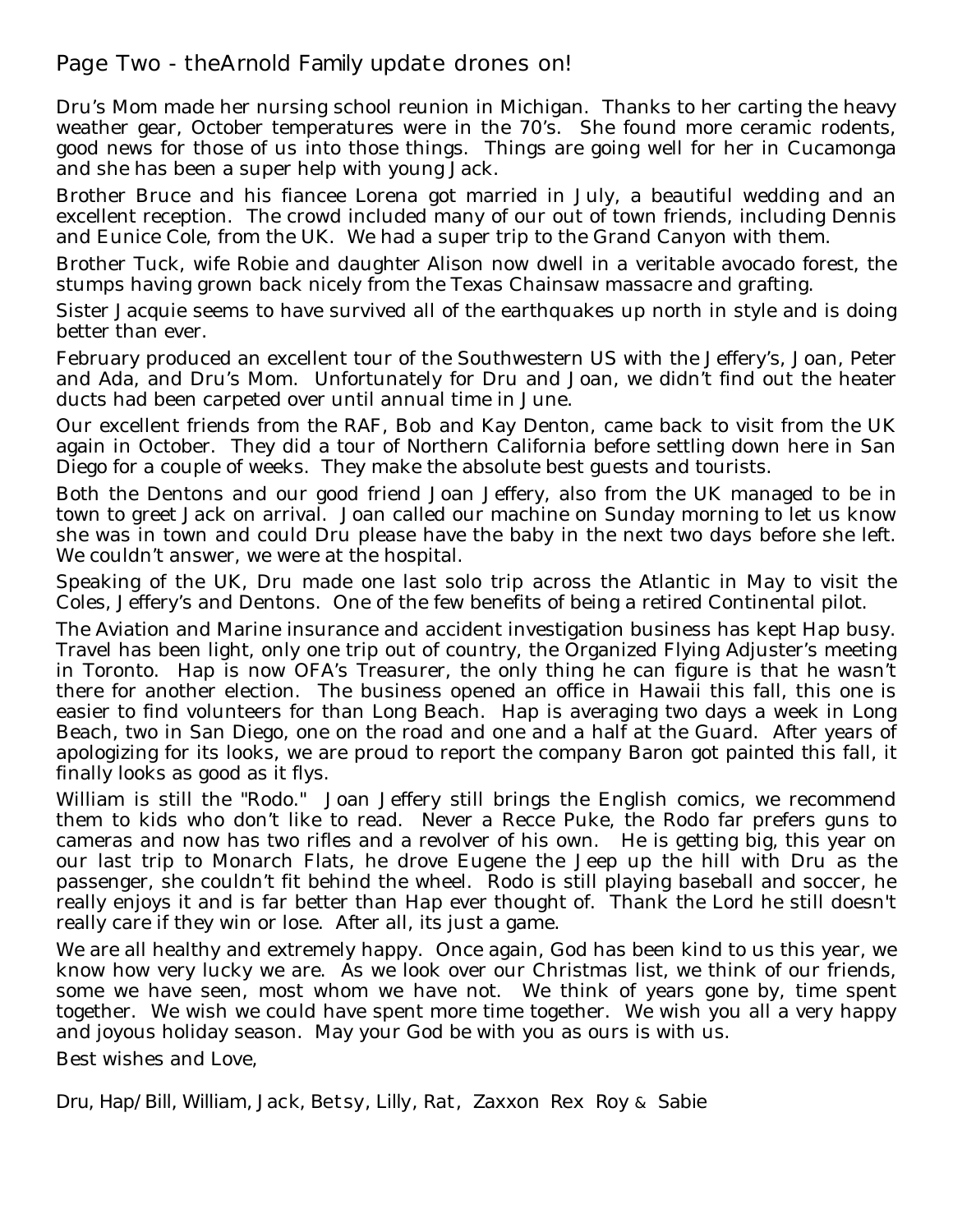## Page Two - theArnold Family update drones on!

Dru's Mom made her nursing school reunion in Michigan. Thanks to her carting the heavy weather gear, October temperatures were in the 70's. She found more ceramic rodents, good news for those of us into those things. Things are going well for her in Cucamonga and she has been a super help with young Jack.

Brother Bruce and his fiancee Lorena got married in July, a beautiful wedding and an excellent reception. The crowd included many of our out of town friends, including Dennis and Eunice Cole, from the UK. We had a super trip to the Grand Canyon with them.

Brother Tuck, wife Robie and daughter Alison now dwell in a veritable avocado forest, the stumps having grown back nicely from the Texas Chainsaw massacre and grafting.

Sister Jacquie seems to have survived all of the earthquakes up north in style and is doing better than ever.

February produced an excellent tour of the Southwestern US with the Jeffery's, Joan, Peter and Ada, and Dru's Mom. Unfortunately for Dru and Joan, we didn't find out the heater ducts had been carpeted over until annual time in June.

Our excellent friends from the RAF, Bob and Kay Denton, came back to visit from the UK again in October. They did a tour of Northern California before settling down here in San Diego for a couple of weeks. They make the absolute best guests and tourists.

Both the Dentons and our good friend Joan Jeffery, also from the UK managed to be in town to greet Jack on arrival. Joan called our machine on Sunday morning to let us know she was in town and could Dru please have the baby in the next two days before she left. We couldn't answer, we were at the hospital.

Speaking of the UK, Dru made one last solo trip across the Atlantic in May to visit the Coles, Jeffery's and Dentons. One of the few benefits of being a retired Continental pilot.

The Aviation and Marine insurance and accident investigation business has kept Hap busy. Travel has been light, only one trip out of country, the Organized Flying Adjuster's meeting in Toronto. Hap is now OFA's Treasurer, the only thing he can figure is that he wasn't there for another election. The business opened an office in Hawaii this fall, this one is easier to find volunteers for than Long Beach. Hap is averaging two days a week in Long Beach, two in San Diego, one on the road and one and a half at the Guard. After years of apologizing for its looks, we are proud to report the company Baron got painted this fall, it finally looks as good as it flys.

William is still the "Rodo." Joan Jeffery still brings the English comics, we recommend them to kids who don't like to read. Never a Recce Puke, the Rodo far prefers guns to cameras and now has two rifles and a revolver of his own. He is getting big, this year on our last trip to Monarch Flats, he drove Eugene the Jeep up the hill with Dru as the passenger, she couldn't fit behind the wheel. Rodo is still playing baseball and soccer, he really enjoys it and is far better than Hap ever thought of. Thank the Lord he still doesn't really care if they win or lose. After all, its just a game.

We are all healthy and extremely happy. Once again, God has been kind to us this year, we know how very lucky we are. As we look over our Christmas list, we think of our friends, some we have seen, most whom we have not. We think of years gone by, time spent together. We wish we could have spent more time together. We wish you all a very happy and joyous holiday season. May your God be with you as ours is with us.

Best wishes and Love,

Dru, Hap/Bill, William, Jack, Betsy, Lilly, Rat, Zaxxon Rex Roy & Sabie